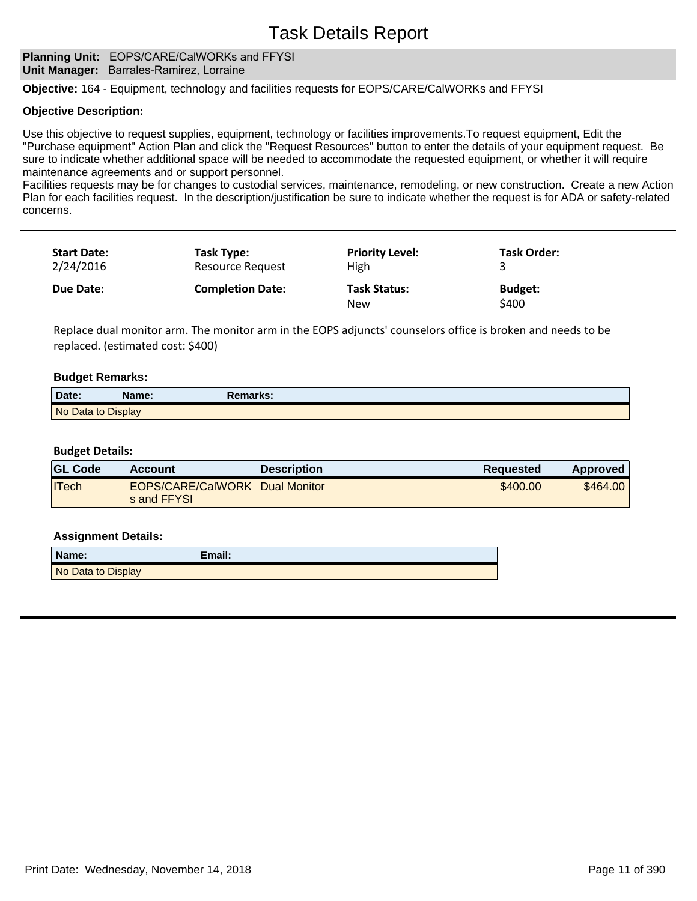# Task Details Report

**Planning Unit:** EOPS/CARE/CalWORKs and FFYSI
**Unit Manager:** Barrales-Ramirez, Lorraine

**Objective:** 164 - Equipment, technology and facilities requests for EOPS/CARE/CalWORKs and FFYSI

**Objective Description:**

Use this objective to request supplies, equipment, technology or facilities improvements.To request equipment, Edit the "Purchase equipment" Action Plan and click the "Request Resources" button to enter the details of your equipment request. Be sure to indicate whether additional space will be needed to accommodate the requested equipment, or whether it will require maintenance agreements and or support personnel.
Facilities requests may be for changes to custodial services, maintenance, remodeling, or new construction. Create a new Action Plan for each facilities request. In the description/justification be sure to indicate whether the request is for ADA or safety-related concerns.

---

| **Start Date:** | **Task Type:** | **Priority Level:** | **Task Order:** |
|---|---|---|---|
| 2/24/2016 | Resource Request | High | 3 |
| **Due Date:** | **Completion Date:** | **Task Status:** | **Budget:** |
| | | New | $400 |

Replace dual monitor arm. The monitor arm in the EOPS adjuncts' counselors office is broken and needs to be replaced. (estimated cost: $400)

**Budget Remarks:**

| Date: | Name: | Remarks: |
|---|---|---|
| No Data to Display | | |

**Budget Details:**

| GL Code | Account | Description | Requested | Approved |
|---|---|---|---|---|
| ITech | EOPS/CARE/CalWORKs and FFYSI | Dual Monitor | $400.00 | $464.00 |

**Assignment Details:**

| Name: | Email: |
|---|---|
| No Data to Display | |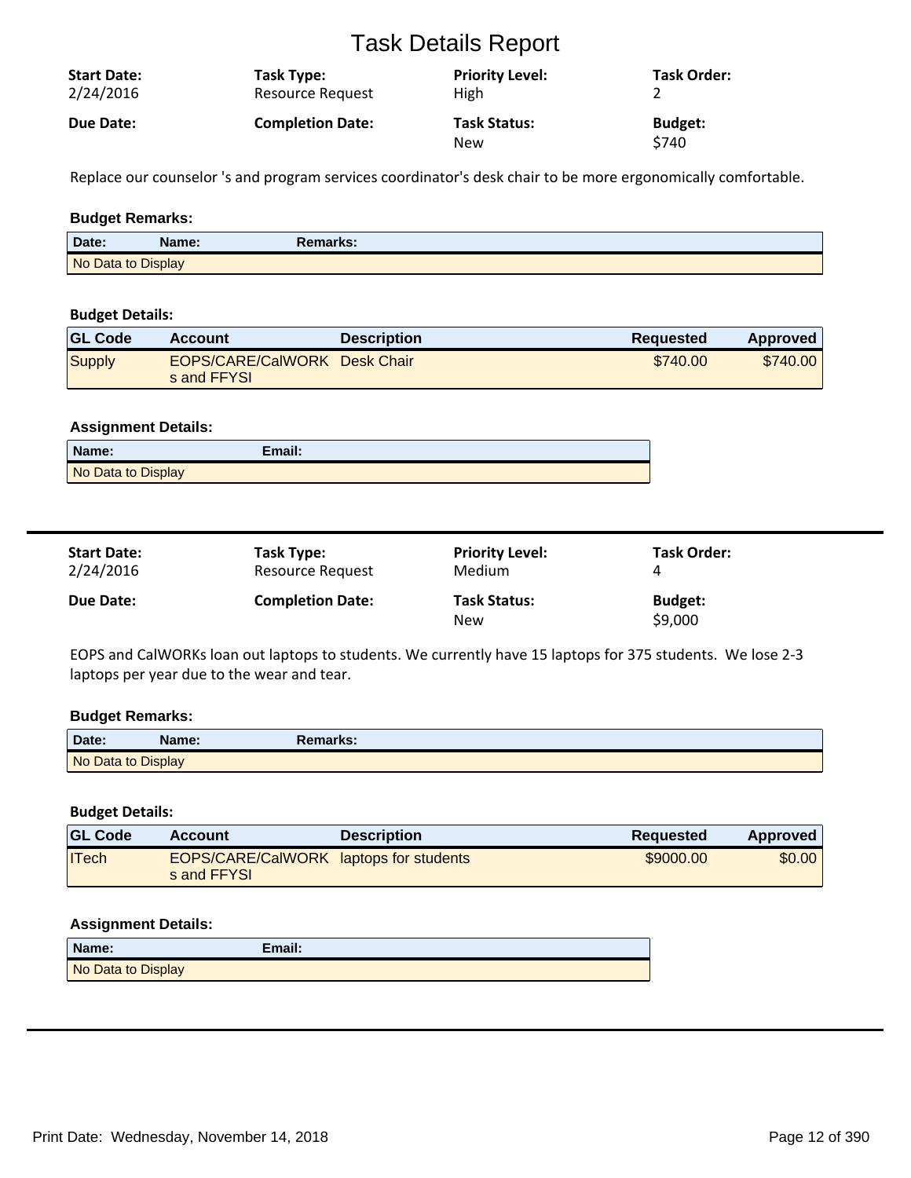# Task Details Report

| **Start Date:** | **Task Type:** | **Priority Level:** | **Task Order:** |
|---|---|---|---|
| 2/24/2016 | Resource Request | High | 2 |
| **Due Date:** | **Completion Date:** | **Task Status:** | **Budget:** |
| | | New | $740 |

Replace our counselor 's and program services coordinator's desk chair to be more ergonomically comfortable.

### Budget Remarks:

| Date: | Name: | Remarks: |
|---|---|---|
| No Data to Display | | |

### Budget Details:

| GL Code | Account | Description | Requested | Approved |
|---|---|---|---|---|
| Supply | EOPS/CARE/CalWORKs and FFYSI | Desk Chair | $740.00 | $740.00 |

### Assignment Details:

| Name: | Email: |
|---|---|
| No Data to Display | |

---

| **Start Date:** | **Task Type:** | **Priority Level:** | **Task Order:** |
|---|---|---|---|
| 2/24/2016 | Resource Request | Medium | 4 |
| **Due Date:** | **Completion Date:** | **Task Status:** | **Budget:** |
| | | New | $9,000 |

EOPS and CalWORKs loan out laptops to students. We currently have 15 laptops for 375 students. We lose 2-3 laptops per year due to the wear and tear.

### Budget Remarks:

| Date: | Name: | Remarks: |
|---|---|---|
| No Data to Display | | |

### Budget Details:

| GL Code | Account | Description | Requested | Approved |
|---|---|---|---|---|
| ITech | EOPS/CARE/CalWORKs and FFYSI | laptops for students | $9000.00 | $0.00 |

### Assignment Details:

| Name: | Email: |
|---|---|
| No Data to Display | |

---

Print Date: Wednesday, November 14, 2018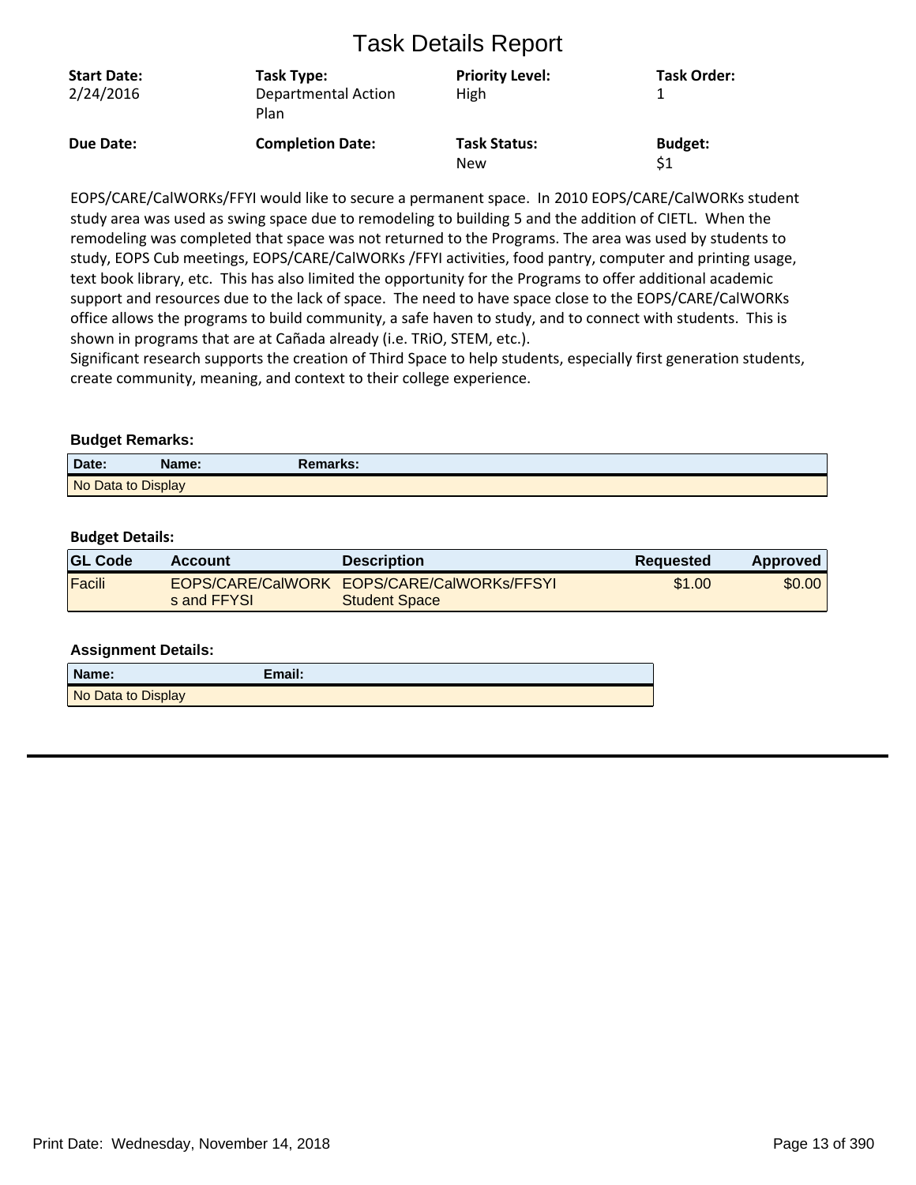# Task Details Report

| Start Date: | Task Type: | Priority Level: | Task Order: |
|---|---|---|---|
| 2/24/2016 | Departmental Action Plan | High | 1 |
| **Due Date:** | **Completion Date:** | **Task Status:** | **Budget:** |
| | | New | $1 |

EOPS/CARE/CalWORKs/FFYI would like to secure a permanent space. In 2010 EOPS/CARE/CalWORKs student study area was used as swing space due to remodeling to building 5 and the addition of CIETL. When the remodeling was completed that space was not returned to the Programs. The area was used by students to study, EOPS Cub meetings, EOPS/CARE/CalWORKs /FFYI activities, food pantry, computer and printing usage, text book library, etc. This has also limited the opportunity for the Programs to offer additional academic support and resources due to the lack of space. The need to have space close to the EOPS/CARE/CalWORKs office allows the programs to build community, a safe haven to study, and to connect with students. This is shown in programs that are at Cañada already (i.e. TRiO, STEM, etc.).
Significant research supports the creation of Third Space to help students, especially first generation students, create community, meaning, and context to their college experience.

**Budget Remarks:**

| Date: | Name: | Remarks: |
|---|---|---|
| No Data to Display | | |

**Budget Details:**

| GL Code | Account | Description | Requested | Approved |
|---|---|---|---|---|
| Facili | EOPS/CARE/CalWORKs and FFYSI | EOPS/CARE/CalWORKs/FFSYI Student Space | $1.00 | $0.00 |

**Assignment Details:**

| Name: | Email: |
|---|---|
| No Data to Display | |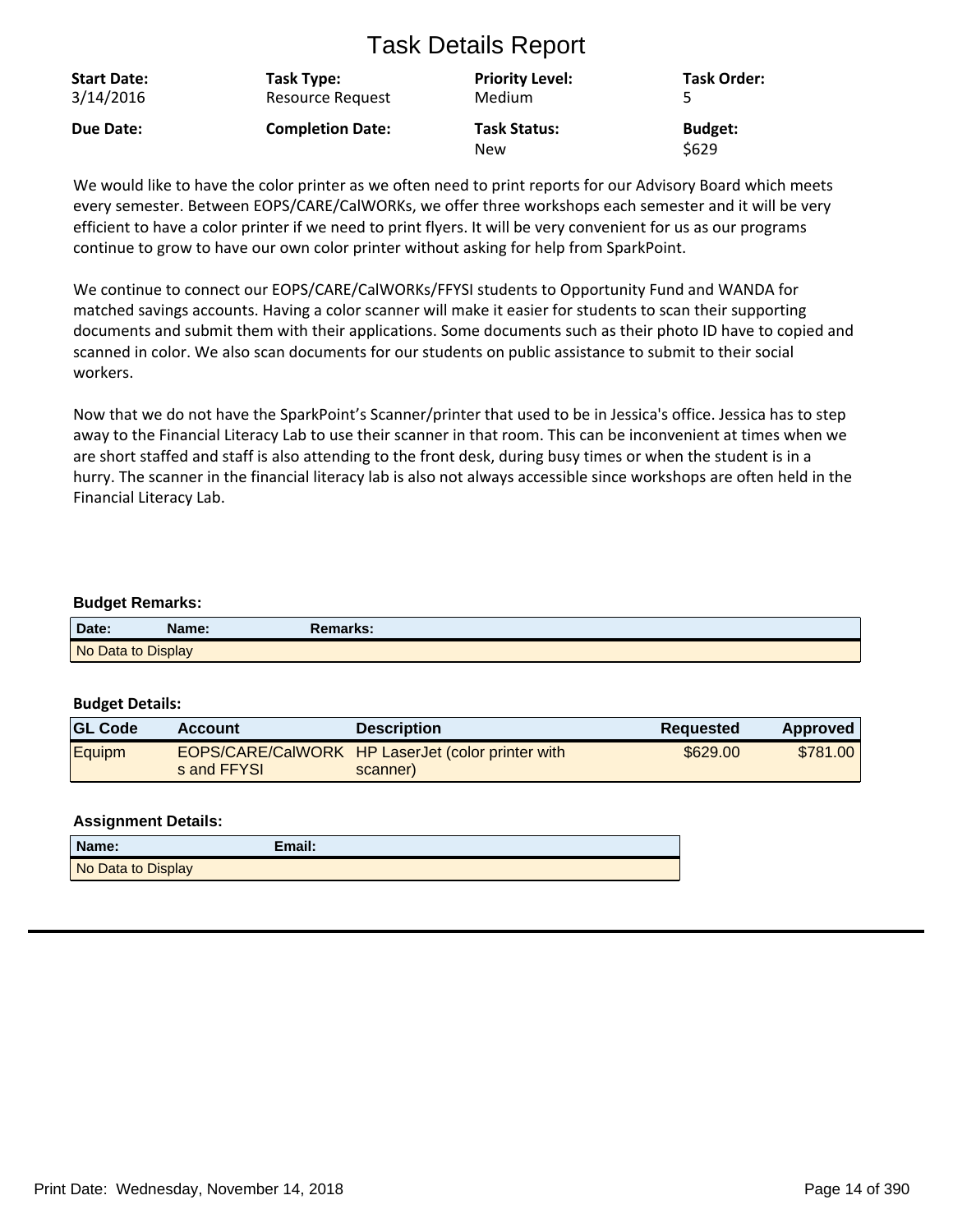# Task Details Report

| Start Date: | Task Type: | Priority Level: | Task Order: |
|---|---|---|---|
| 3/14/2016 | Resource Request | Medium | 5 |
| **Due Date:** | **Completion Date:** | **Task Status:** | **Budget:** |
| | | New | $629 |

We would like to have the color printer as we often need to print reports for our Advisory Board which meets every semester. Between EOPS/CARE/CalWORKs, we offer three workshops each semester and it will be very efficient to have a color printer if we need to print flyers. It will be very convenient for us as our programs continue to grow to have our own color printer without asking for help from SparkPoint.

We continue to connect our EOPS/CARE/CalWORKs/FFYSI students to Opportunity Fund and WANDA for matched savings accounts. Having a color scanner will make it easier for students to scan their supporting documents and submit them with their applications. Some documents such as their photo ID have to copied and scanned in color. We also scan documents for our students on public assistance to submit to their social workers.

Now that we do not have the SparkPoint's Scanner/printer that used to be in Jessica's office. Jessica has to step away to the Financial Literacy Lab to use their scanner in that room. This can be inconvenient at times when we are short staffed and staff is also attending to the front desk, during busy times or when the student is in a hurry. The scanner in the financial literacy lab is also not always accessible since workshops are often held in the Financial Literacy Lab.

**Budget Remarks:**

| Date: | Name: | Remarks: |
|---|---|---|
| No Data to Display | | |

**Budget Details:**

| GL Code | Account | Description | Requested | Approved |
|---|---|---|---|---|
| Equipm | EOPS/CARE/CalWORKs and FFYSI | HP LaserJet (color printer with scanner) | $629.00 | $781.00 |

**Assignment Details:**

| Name: | Email: |
|---|---|
| No Data to Display | |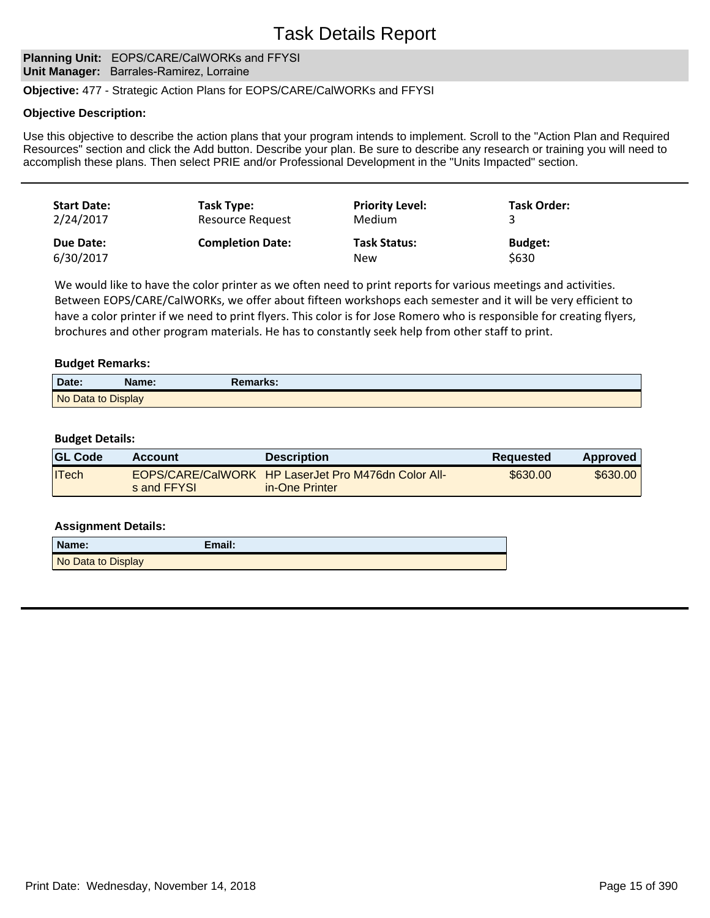# Task Details Report

**Planning Unit:** EOPS/CARE/CalWORKs and FFYSI
**Unit Manager:** Barrales-Ramirez, Lorraine

**Objective:** 477 - Strategic Action Plans for EOPS/CARE/CalWORKs and FFYSI

**Objective Description:**

Use this objective to describe the action plans that your program intends to implement. Scroll to the "Action Plan and Required Resources" section and click the Add button. Describe your plan. Be sure to describe any research or training you will need to accomplish these plans. Then select PRIE and/or Professional Development in the "Units Impacted" section.

---

| Start Date: | Task Type: | Priority Level: | Task Order: |
|---|---|---|---|
| 2/24/2017 | Resource Request | Medium | 3 |
| **Due Date:** | **Completion Date:** | **Task Status:** | **Budget:** |
| 6/30/2017 | | New | $630 |

We would like to have the color printer as we often need to print reports for various meetings and activities. Between EOPS/CARE/CalWORKs, we offer about fifteen workshops each semester and it will be very efficient to have a color printer if we need to print flyers. This color is for Jose Romero who is responsible for creating flyers, brochures and other program materials. He has to constantly seek help from other staff to print.

**Budget Remarks:**

| Date: | Name: | Remarks: |
|---|---|---|
| No Data to Display | | |

**Budget Details:**

| GL Code | Account | Description | Requested | Approved |
|---|---|---|---|---|
| ITech | EOPS/CARE/CalWORKs and FFYSI | HP LaserJet Pro M476dn Color All-in-One Printer | $630.00 | $630.00 |

**Assignment Details:**

| Name: | Email: |
|---|---|
| No Data to Display | |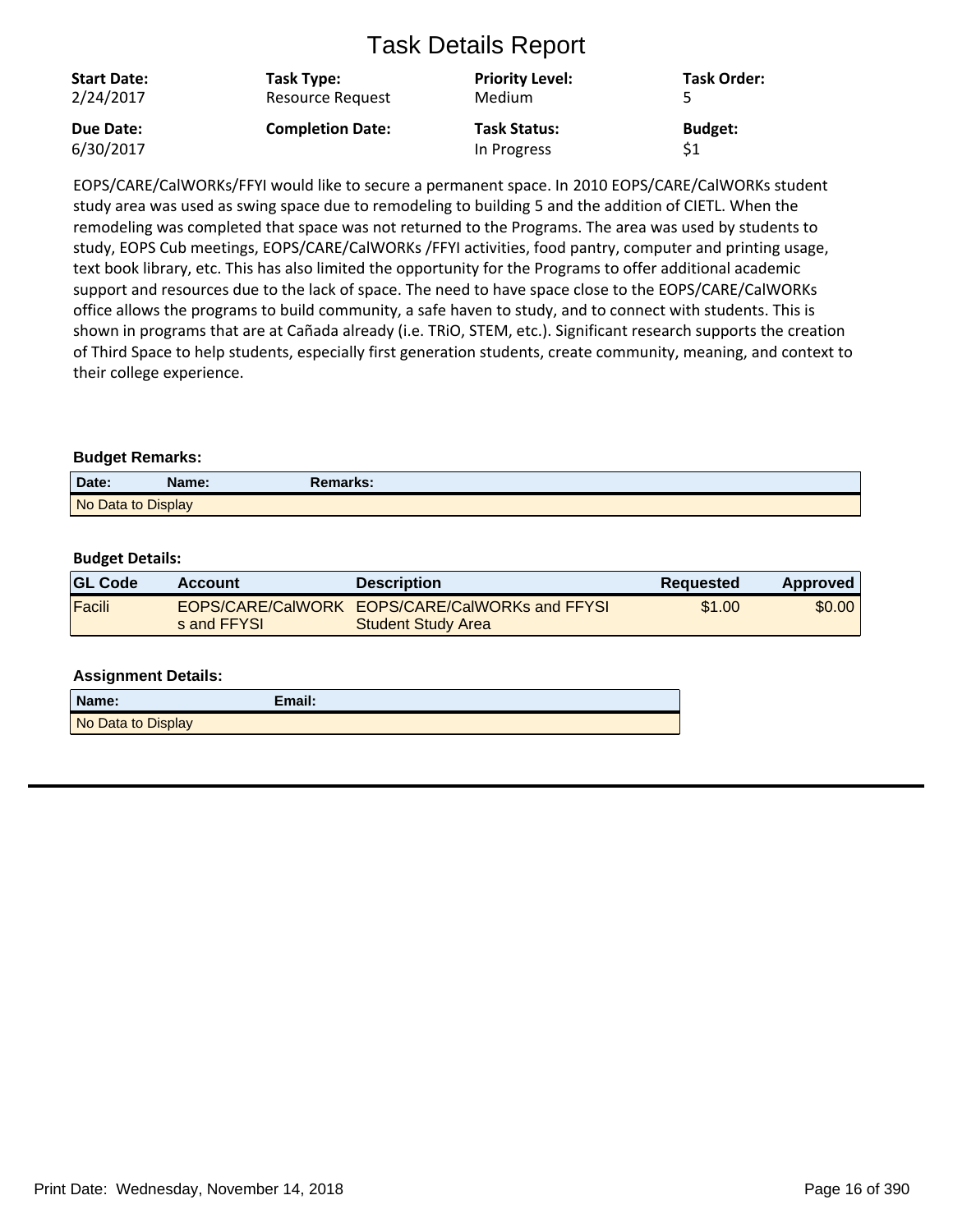# Task Details Report

| Start Date: | Task Type: | Priority Level: | Task Order: |
|---|---|---|---|
| 2/24/2017 | Resource Request | Medium | 5 |
| **Due Date:** | **Completion Date:** | **Task Status:** | **Budget:** |
| 6/30/2017 | | In Progress | $1 |

EOPS/CARE/CalWORKs/FFYI would like to secure a permanent space. In 2010 EOPS/CARE/CalWORKs student study area was used as swing space due to remodeling to building 5 and the addition of CIETL. When the remodeling was completed that space was not returned to the Programs. The area was used by students to study, EOPS Cub meetings, EOPS/CARE/CalWORKs /FFYI activities, food pantry, computer and printing usage, text book library, etc. This has also limited the opportunity for the Programs to offer additional academic support and resources due to the lack of space. The need to have space close to the EOPS/CARE/CalWORKs office allows the programs to build community, a safe haven to study, and to connect with students. This is shown in programs that are at Cañada already (i.e. TRiO, STEM, etc.). Significant research supports the creation of Third Space to help students, especially first generation students, create community, meaning, and context to their college experience.

**Budget Remarks:**

| Date: | Name: | Remarks: |
|---|---|---|
| No Data to Display | | |

**Budget Details:**

| GL Code | Account | Description | Requested | Approved |
|---|---|---|---|---|
| Facili | EOPS/CARE/CalWORKs and FFYSI | EOPS/CARE/CalWORKs and FFYSI Student Study Area | $1.00 | $0.00 |

**Assignment Details:**

| Name: | Email: |
|---|---|
| No Data to Display | |

Print Date: Wednesday, November 14, 2018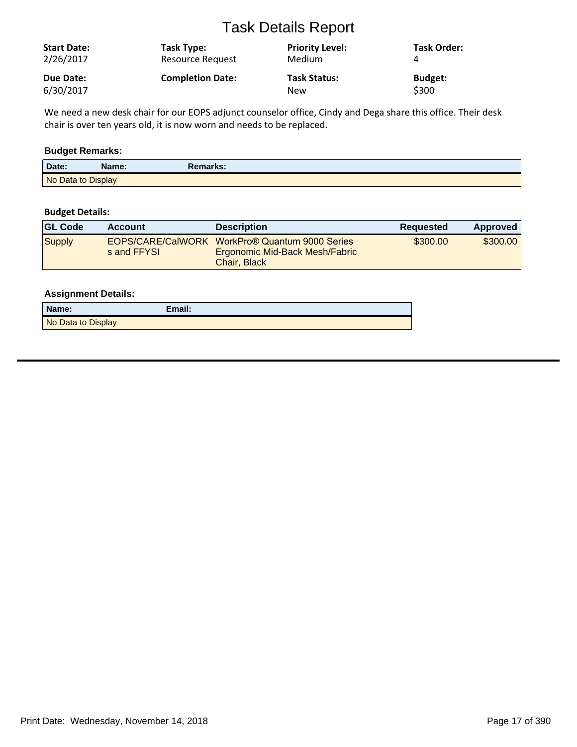# Task Details Report

| Start Date: | Task Type: | Priority Level: | Task Order: |
|---|---|---|---|
| 2/26/2017 | Resource Request | Medium | 4 |
| **Due Date:** | **Completion Date:** | **Task Status:** | **Budget:** |
| 6/30/2017 | | New | $300 |

We need a new desk chair for our EOPS adjunct counselor office, Cindy and Dega share this office. Their desk chair is over ten years old, it is now worn and needs to be replaced.

### Budget Remarks:

| Date: | Name: | Remarks: |
|---|---|---|
| No Data to Display | | |

### Budget Details:

| GL Code | Account | Description | Requested | Approved |
|---|---|---|---|---|
| Supply | EOPS/CARE/CalWORKs and FFYSI | WorkPro® Quantum 9000 Series Ergonomic Mid-Back Mesh/Fabric Chair, Black | $300.00 | $300.00 |

### Assignment Details:

| Name: | Email: |
|---|---|
| No Data to Display | |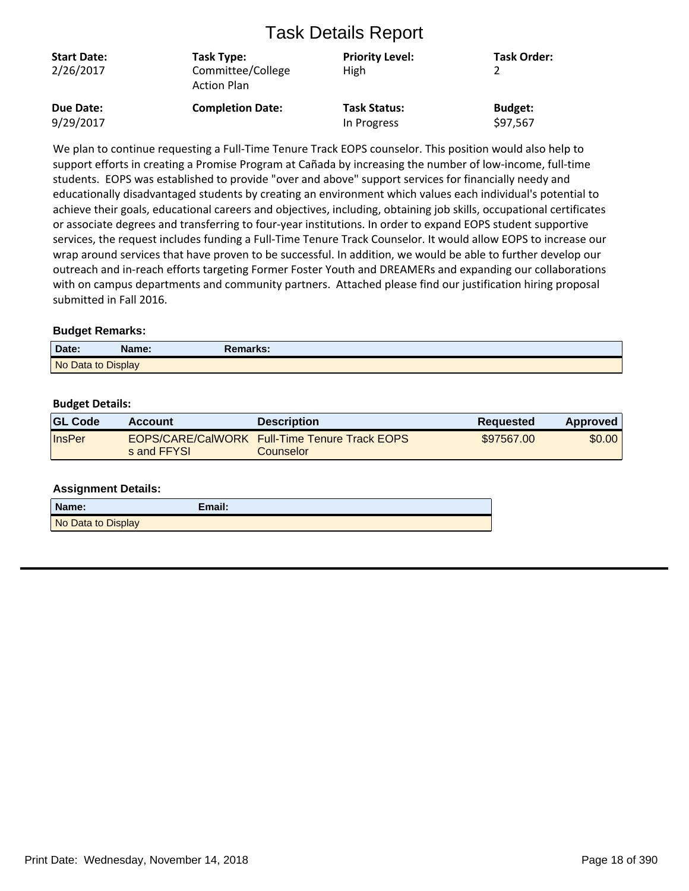# Task Details Report

| **Start Date:** | **Task Type:** | **Priority Level:** | **Task Order:** |
|---|---|---|---|
| 2/26/2017 | Committee/College Action Plan | High | 2 |
| **Due Date:** | **Completion Date:** | **Task Status:** | **Budget:** |
| 9/29/2017 | | In Progress | $97,567 |

We plan to continue requesting a Full-Time Tenure Track EOPS counselor. This position would also help to support efforts in creating a Promise Program at Cañada by increasing the number of low-income, full-time students. EOPS was established to provide "over and above" support services for financially needy and educationally disadvantaged students by creating an environment which values each individual's potential to achieve their goals, educational careers and objectives, including, obtaining job skills, occupational certificates or associate degrees and transferring to four-year institutions. In order to expand EOPS student supportive services, the request includes funding a Full-Time Tenure Track Counselor. It would allow EOPS to increase our wrap around services that have proven to be successful. In addition, we would be able to further develop our outreach and in-reach efforts targeting Former Foster Youth and DREAMERs and expanding our collaborations with on campus departments and community partners. Attached please find our justification hiring proposal submitted in Fall 2016.

### Budget Remarks:

| Date: | Name: | Remarks: |
|---|---|---|
| No Data to Display | | |

### Budget Details:

| GL Code | Account | Description | Requested | Approved |
|---|---|---|---|---|
| InsPer | EOPS/CARE/CalWORKs and FFYSI | Full-Time Tenure Track EOPS Counselor | $97567.00 | $0.00 |

### Assignment Details:

| Name: | Email: |
|---|---|
| No Data to Display | |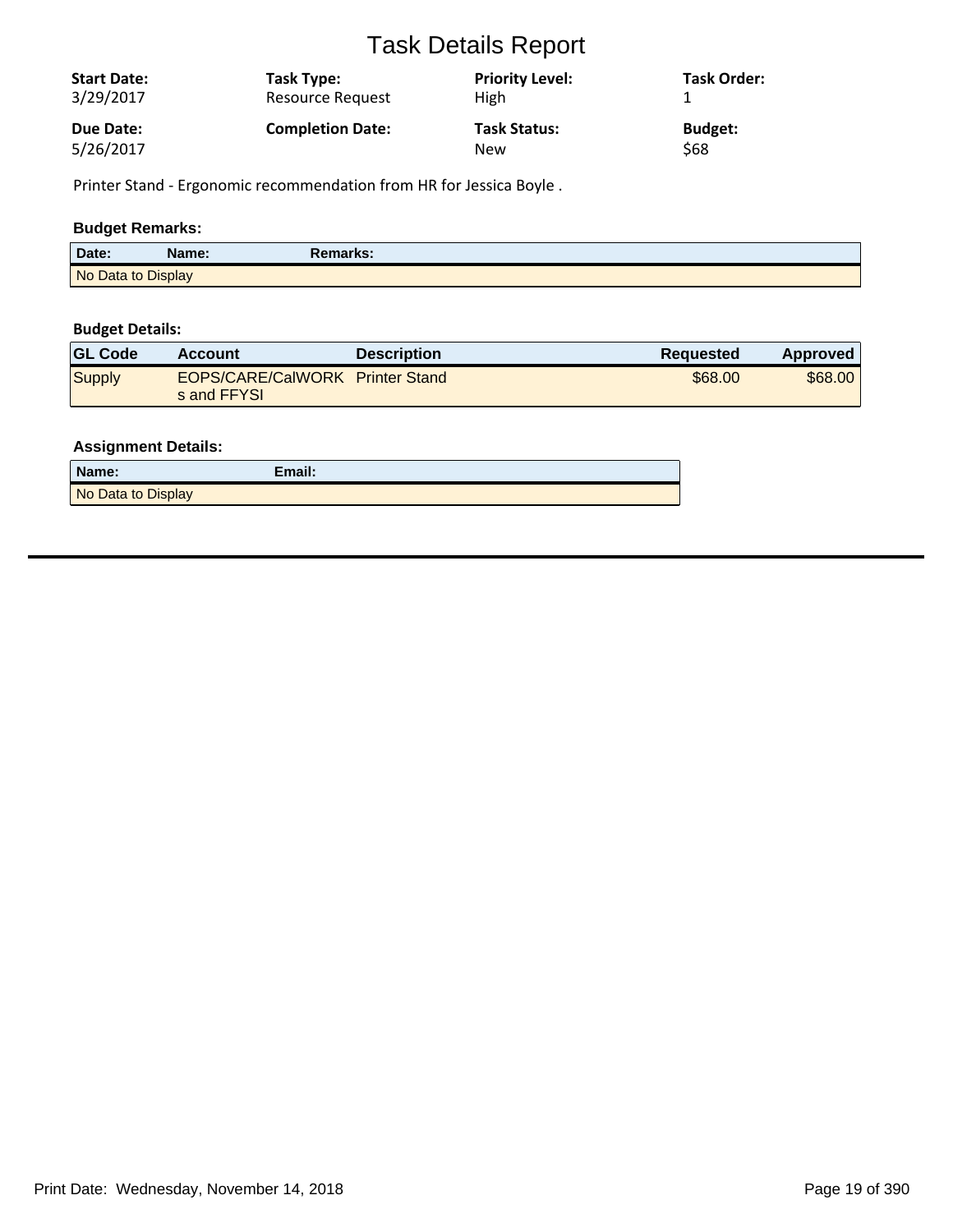# Task Details Report

| Start Date: | Task Type: | Priority Level: | Task Order: |
|---|---|---|---|
| 3/29/2017 | Resource Request | High | 1 |
| **Due Date:** | **Completion Date:** | **Task Status:** | **Budget:** |
| 5/26/2017 | | New | $68 |

Printer Stand - Ergonomic recommendation from HR for Jessica Boyle .

### Budget Remarks:

| Date: | Name: | Remarks: |
|---|---|---|
| No Data to Display | | |

### Budget Details:

| GL Code | Account | Description | Requested | Approved |
|---|---|---|---|---|
| Supply | EOPS/CARE/CalWORKs and FFYSI | Printer Stand | $68.00 | $68.00 |

### Assignment Details:

| Name: | Email: |
|---|---|
| No Data to Display | |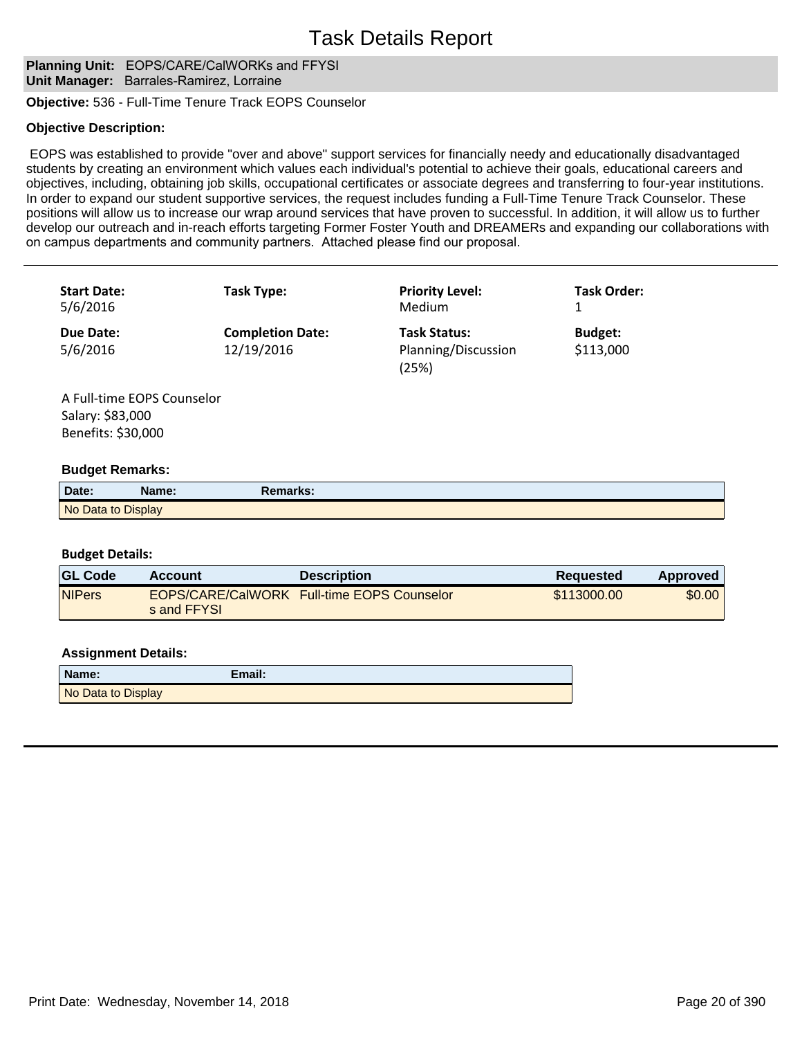# Task Details Report

**Planning Unit:** EOPS/CARE/CalWORKs and FFYSI
**Unit Manager:** Barrales-Ramirez, Lorraine

**Objective:** 536 - Full-Time Tenure Track EOPS Counselor

**Objective Description:**

EOPS was established to provide "over and above" support services for financially needy and educationally disadvantaged students by creating an environment which values each individual's potential to achieve their goals, educational careers and objectives, including, obtaining job skills, occupational certificates or associate degrees and transferring to four-year institutions. In order to expand our student supportive services, the request includes funding a Full-Time Tenure Track Counselor. These positions will allow us to increase our wrap around services that have proven to successful. In addition, it will allow us to further develop our outreach and in-reach efforts targeting Former Foster Youth and DREAMERs and expanding our collaborations with on campus departments and community partners. Attached please find our proposal.

---

| **Start Date:** | **Task Type:** | **Priority Level:** | **Task Order:** |
|---|---|---|---|
| 5/6/2016 | | Medium | 1 |
| **Due Date:** | **Completion Date:** | **Task Status:** | **Budget:** |
| 5/6/2016 | 12/19/2016 | Planning/Discussion (25%) | $113,000 |

A Full-time EOPS Counselor
Salary: $83,000
Benefits: $30,000

**Budget Remarks:**

| Date: | Name: | Remarks: |
|---|---|---|
| No Data to Display | | |

**Budget Details:**

| GL Code | Account | Description | Requested | Approved |
|---|---|---|---|---|
| NIPers | EOPS/CARE/CalWORKs and FFYSI | Full-time EOPS Counselor | $113000.00 | $0.00 |

**Assignment Details:**

| Name: | Email: |
|---|---|
| No Data to Display | |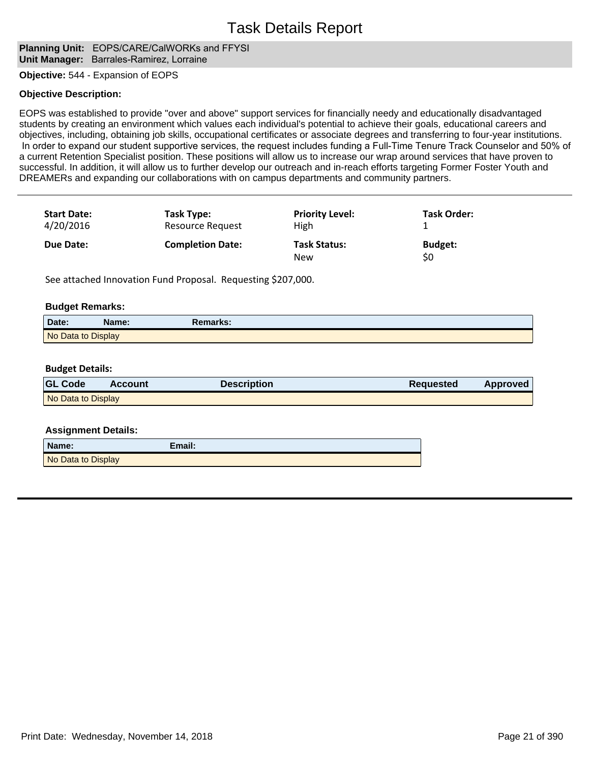# Task Details Report

**Planning Unit:** EOPS/CARE/CalWORKs and FFYSI
**Unit Manager:** Barrales-Ramirez, Lorraine

**Objective:** 544 - Expansion of EOPS

**Objective Description:**

EOPS was established to provide "over and above" support services for financially needy and educationally disadvantaged students by creating an environment which values each individual's potential to achieve their goals, educational careers and objectives, including, obtaining job skills, occupational certificates or associate degrees and transferring to four-year institutions. In order to expand our student supportive services, the request includes funding a Full-Time Tenure Track Counselor and 50% of a current Retention Specialist position. These positions will allow us to increase our wrap around services that have proven to successful. In addition, it will allow us to further develop our outreach and in-reach efforts targeting Former Foster Youth and DREAMERs and expanding our collaborations with on campus departments and community partners.

---

| | | | |
|---|---|---|---|
| **Start Date:** 4/20/2016 | **Task Type:** Resource Request | **Priority Level:** High | **Task Order:** 1 |
| **Due Date:** | **Completion Date:** | **Task Status:** New | **Budget:** $0 |

See attached Innovation Fund Proposal. Requesting $207,000.

**Budget Remarks:**

| Date: | Name: | Remarks: |
|---|---|---|
| No Data to Display | | |

**Budget Details:**

| GL Code | Account | Description | Requested | Approved |
|---|---|---|---|---|
| No Data to Display | | | | |

**Assignment Details:**

| Name: | Email: |
|---|---|
| No Data to Display | |